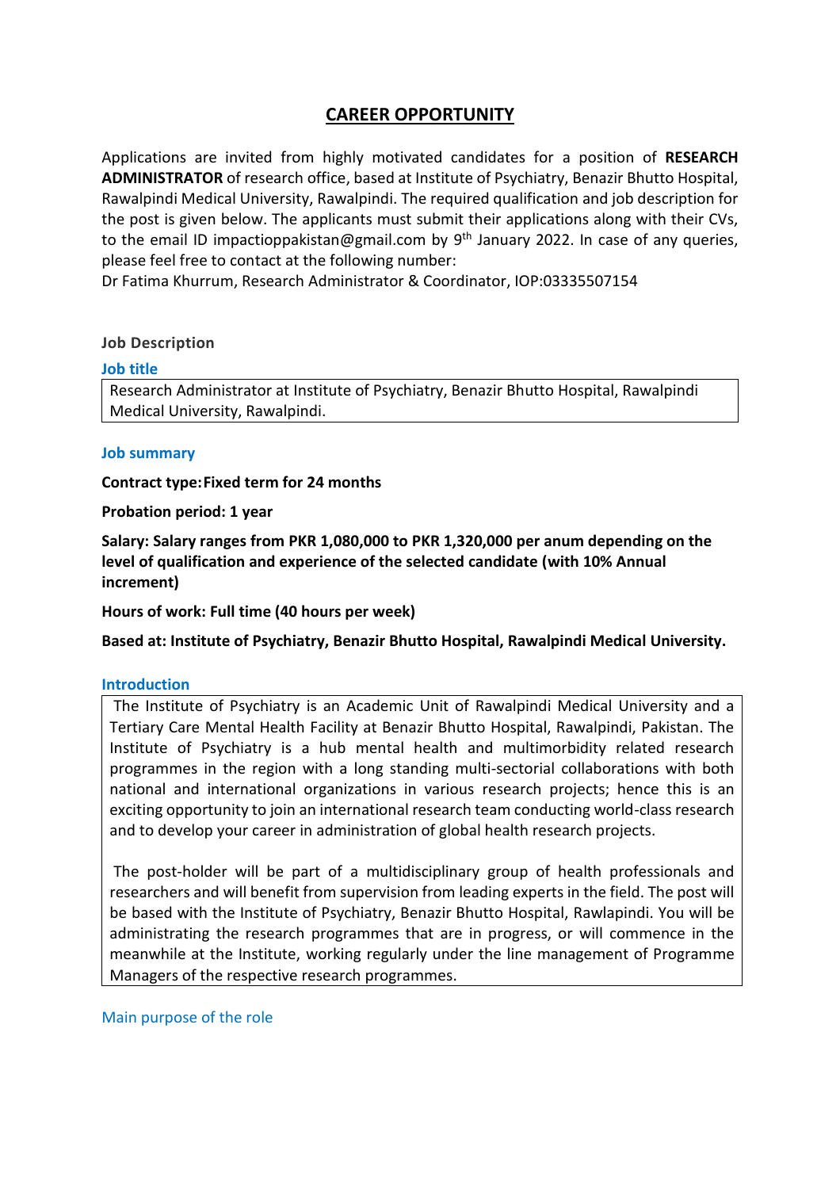# CAREER OPPORTUNITY

Applications are invited from highly motivated candidates for a position of **RESEARCH ADMINISTRATOR** of research office, based at Institute of Psychiatry, Benazir Bhutto Hospital, Rawalpindi Medical University, Rawalpindi. The required qualification and job description for the post is given below. The applicants must submit their applications along with their CVs, to the email ID impactioppakistan@gmail.com by 9th January 2022. In case of any queries, please feel free to contact at the following number:
Dr Fatima Khurrum, Research Administrator & Coordinator, IOP:03335507154

### Job Description

#### Job title

| Research Administrator at Institute of Psychiatry, Benazir Bhutto Hospital, Rawalpindi Medical University, Rawalpindi. |
|---|

#### Job summary

**Contract type: Fixed term for 24 months**

**Probation period: 1 year**

**Salary: Salary ranges from PKR 1,080,000 to PKR 1,320,000 per anum depending on the level of qualification and experience of the selected candidate (with 10% Annual increment)**

**Hours of work: Full time (40 hours per week)**

**Based at: Institute of Psychiatry, Benazir Bhutto Hospital, Rawalpindi Medical University.**

#### Introduction

The Institute of Psychiatry is an Academic Unit of Rawalpindi Medical University and a Tertiary Care Mental Health Facility at Benazir Bhutto Hospital, Rawalpindi, Pakistan. The Institute of Psychiatry is a hub mental health and multimorbidity related research programmes in the region with a long standing multi-sectorial collaborations with both national and international organizations in various research projects; hence this is an exciting opportunity to join an international research team conducting world-class research and to develop your career in administration of global health research projects.

The post-holder will be part of a multidisciplinary group of health professionals and researchers and will benefit from supervision from leading experts in the field. The post will be based with the Institute of Psychiatry, Benazir Bhutto Hospital, Rawlapindi. You will be administrating the research programmes that are in progress, or will commence in the meanwhile at the Institute, working regularly under the line management of Programme Managers of the respective research programmes.

#### Main purpose of the role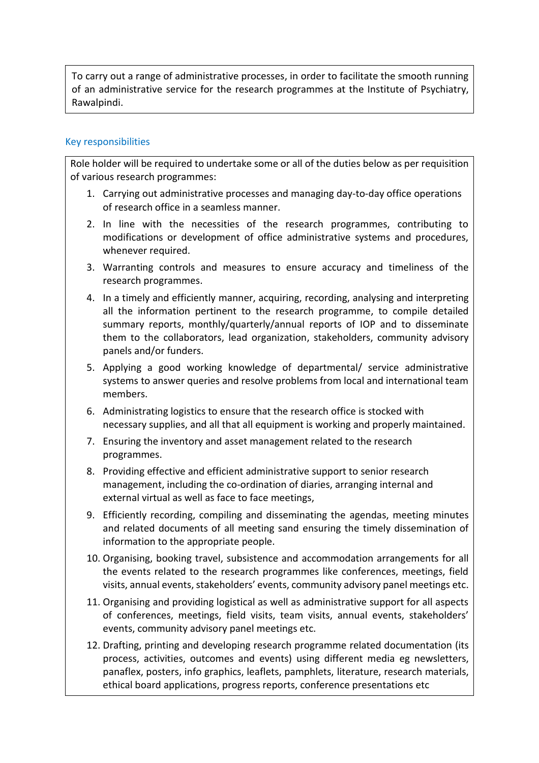To carry out a range of administrative processes, in order to facilitate the smooth running of an administrative service for the research programmes at the Institute of Psychiatry, Rawalpindi.

## Key responsibilities

Role holder will be required to undertake some or all of the duties below as per requisition of various research programmes:

1. Carrying out administrative processes and managing day-to-day office operations of research office in a seamless manner.
2. In line with the necessities of the research programmes, contributing to modifications or development of office administrative systems and procedures, whenever required.
3. Warranting controls and measures to ensure accuracy and timeliness of the research programmes.
4. In a timely and efficiently manner, acquiring, recording, analysing and interpreting all the information pertinent to the research programme, to compile detailed summary reports, monthly/quarterly/annual reports of IOP and to disseminate them to the collaborators, lead organization, stakeholders, community advisory panels and/or funders.
5. Applying a good working knowledge of departmental/ service administrative systems to answer queries and resolve problems from local and international team members.
6. Administrating logistics to ensure that the research office is stocked with necessary supplies, and all that all equipment is working and properly maintained.
7. Ensuring the inventory and asset management related to the research programmes.
8. Providing effective and efficient administrative support to senior research management, including the co-ordination of diaries, arranging internal and external virtual as well as face to face meetings,
9. Efficiently recording, compiling and disseminating the agendas, meeting minutes and related documents of all meeting sand ensuring the timely dissemination of information to the appropriate people.
10. Organising, booking travel, subsistence and accommodation arrangements for all the events related to the research programmes like conferences, meetings, field visits, annual events, stakeholders' events, community advisory panel meetings etc.
11. Organising and providing logistical as well as administrative support for all aspects of conferences, meetings, field visits, team visits, annual events, stakeholders' events, community advisory panel meetings etc.
12. Drafting, printing and developing research programme related documentation (its process, activities, outcomes and events) using different media eg newsletters, panaflex, posters, info graphics, leaflets, pamphlets, literature, research materials, ethical board applications, progress reports, conference presentations etc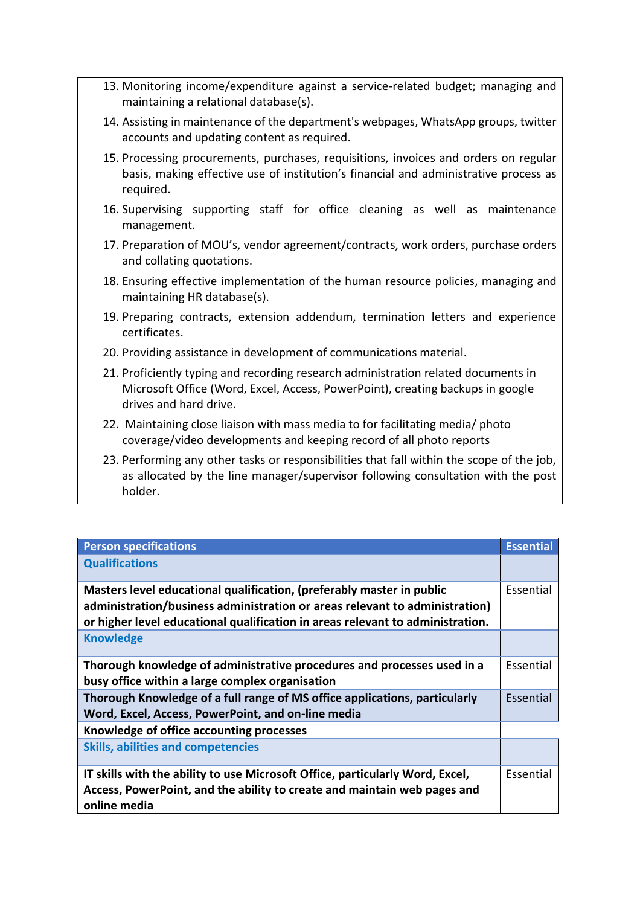13. Monitoring income/expenditure against a service-related budget; managing and maintaining a relational database(s).
14. Assisting in maintenance of the department's webpages, WhatsApp groups, twitter accounts and updating content as required.
15. Processing procurements, purchases, requisitions, invoices and orders on regular basis, making effective use of institution's financial and administrative process as required.
16. Supervising supporting staff for office cleaning as well as maintenance management.
17. Preparation of MOU's, vendor agreement/contracts, work orders, purchase orders and collating quotations.
18. Ensuring effective implementation of the human resource policies, managing and maintaining HR database(s).
19. Preparing contracts, extension addendum, termination letters and experience certificates.
20. Providing assistance in development of communications material.
21. Proficiently typing and recording research administration related documents in Microsoft Office (Word, Excel, Access, PowerPoint), creating backups in google drives and hard drive.
22. Maintaining close liaison with mass media to for facilitating media/ photo coverage/video developments and keeping record of all photo reports
23. Performing any other tasks or responsibilities that fall within the scope of the job, as allocated by the line manager/supervisor following consultation with the post holder.

| Person specifications | Essential |
|---|---|
| **Qualifications** | |
| **Masters level educational qualification, (preferably master in public administration/business administration or areas relevant to administration) or higher level educational qualification in areas relevant to administration.** | Essential |
| **Knowledge** | |
| **Thorough knowledge of administrative procedures and processes used in a busy office within a large complex organisation** | Essential |
| **Thorough Knowledge of a full range of MS office applications, particularly Word, Excel, Access, PowerPoint, and on-line media** | Essential |
| **Knowledge of office accounting processes** | |
| **Skills, abilities and competencies** | |
| **IT skills with the ability to use Microsoft Office, particularly Word, Excel, Access, PowerPoint, and the ability to create and maintain web pages and online media** | Essential |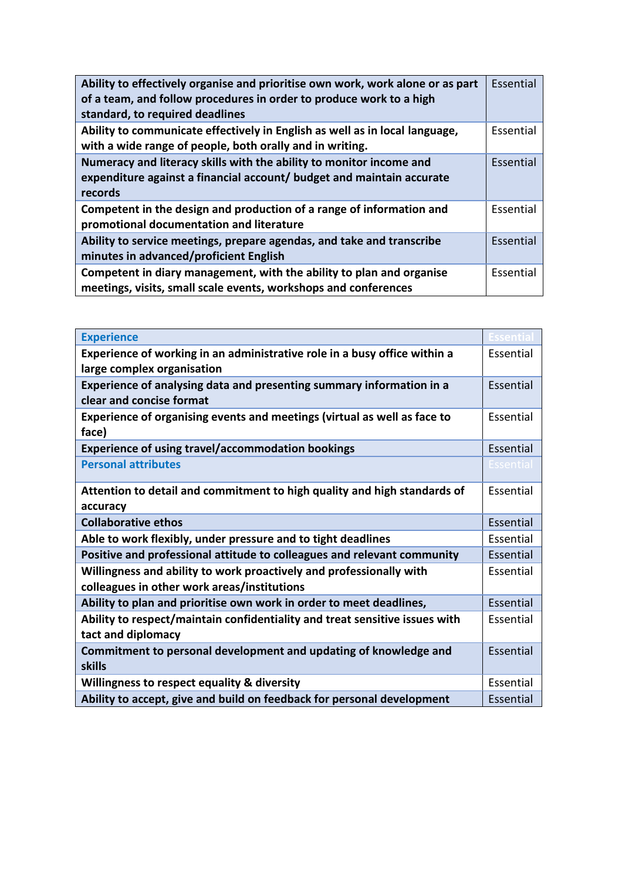| | |
|---|---|
| **Ability to effectively organise and prioritise own work, work alone or as part of a team, and follow procedures in order to produce work to a high standard, to required deadlines** | Essential |
| **Ability to communicate effectively in English as well as in local language, with a wide range of people, both orally and in writing.** | Essential |
| **Numeracy and literacy skills with the ability to monitor income and expenditure against a financial account/ budget and maintain accurate records** | Essential |
| **Competent in the design and production of a range of information and promotional documentation and literature** | Essential |
| **Ability to service meetings, prepare agendas, and take and transcribe minutes in advanced/proficient English** | Essential |
| **Competent in diary management, with the ability to plan and organise meetings, visits, small scale events, workshops and conferences** | Essential |

| **Experience** | Essential |
|---|---|
| **Experience of working in an administrative role in a busy office within a large complex organisation** | Essential |
| **Experience of analysing data and presenting summary information in a clear and concise format** | Essential |
| **Experience of organising events and meetings (virtual as well as face to face)** | Essential |
| **Experience of using travel/accommodation bookings** | Essential |
| **Personal attributes** | Essential |
| **Attention to detail and commitment to high quality and high standards of accuracy** | Essential |
| **Collaborative ethos** | Essential |
| **Able to work flexibly, under pressure and to tight deadlines** | Essential |
| **Positive and professional attitude to colleagues and relevant community** | Essential |
| **Willingness and ability to work proactively and professionally with colleagues in other work areas/institutions** | Essential |
| **Ability to plan and prioritise own work in order to meet deadlines,** | Essential |
| **Ability to respect/maintain confidentiality and treat sensitive issues with tact and diplomacy** | Essential |
| **Commitment to personal development and updating of knowledge and skills** | Essential |
| **Willingness to respect equality & diversity** | Essential |
| **Ability to accept, give and build on feedback for personal development** | Essential |